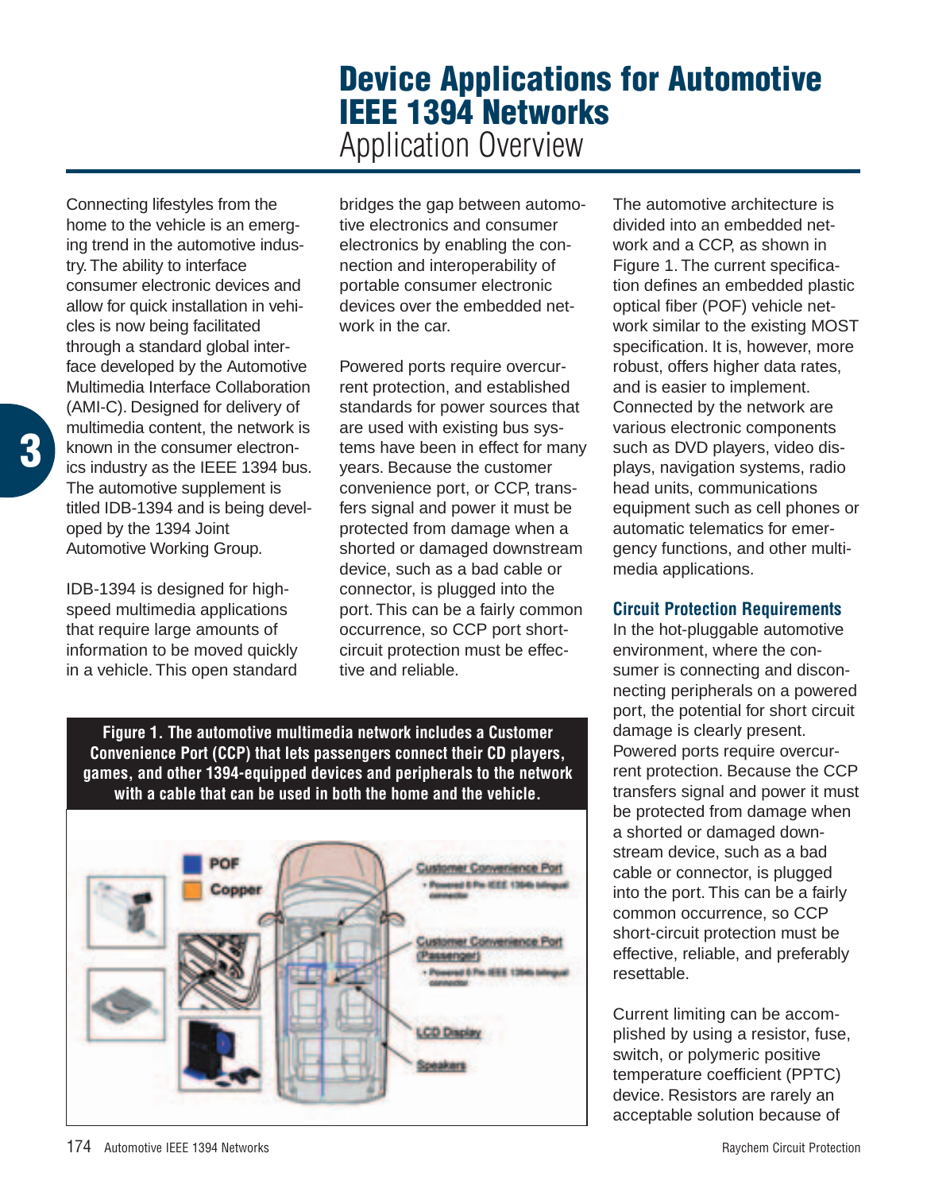# Device Applications for Automotive IEEE 1394 Networks

## Application Overview

Connecting lifestyles from the home to the vehicle is an emerging trend in the automotive industry. The ability to interface consumer electronic devices and allow for quick installation in vehicles is now being facilitated through a standard global interface developed by the Automotive Multimedia Interface Collaboration (AMI-C). Designed for delivery of multimedia content, the network is known in the consumer electronics industry as the IEEE 1394 bus. The automotive supplement is titled IDB-1394 and is being developed by the 1394 Joint Automotive Working Group.

IDB-1394 is designed for high-speed multimedia applications that require large amounts of information to be moved quickly in a vehicle. This open standard bridges the gap between automotive electronics and consumer electronics by enabling the connection and interoperability of portable consumer electronic devices over the embedded network in the car.

Powered ports require overcurrent protection, and established standards for power sources that are used with existing bus systems have been in effect for many years. Because the customer convenience port, or CCP, transfers signal and power it must be protected from damage when a shorted or damaged downstream device, such as a bad cable or connector, is plugged into the port. This can be a fairly common occurrence, so CCP port short-circuit protection must be effective and reliable.

**Figure 1. The automotive multimedia network includes a Customer Convenience Port (CCP) that lets passengers connect their CD players, games, and other 1394-equipped devices and peripherals to the network with a cable that can be used in both the home and the vehicle.**

The automotive architecture is divided into an embedded network and a CCP, as shown in Figure 1. The current specification defines an embedded plastic optical fiber (POF) vehicle network similar to the existing MOST specification. It is, however, more robust, offers higher data rates, and is easier to implement. Connected by the network are various electronic components such as DVD players, video displays, navigation systems, radio head units, communications equipment such as cell phones or automatic telematics for emergency functions, and other multimedia applications.

### Circuit Protection Requirements

In the hot-pluggable automotive environment, where the consumer is connecting and disconnecting peripherals on a powered port, the potential for short circuit damage is clearly present. Powered ports require overcurrent protection. Because the CCP transfers signal and power it must be protected from damage when a shorted or damaged downstream device, such as a bad cable or connector, is plugged into the port. This can be a fairly common occurrence, so CCP short-circuit protection must be effective, reliable, and preferably resettable.

Current limiting can be accomplished by using a resistor, fuse, switch, or polymeric positive temperature coefficient (PPTC) device. Resistors are rarely an acceptable solution because of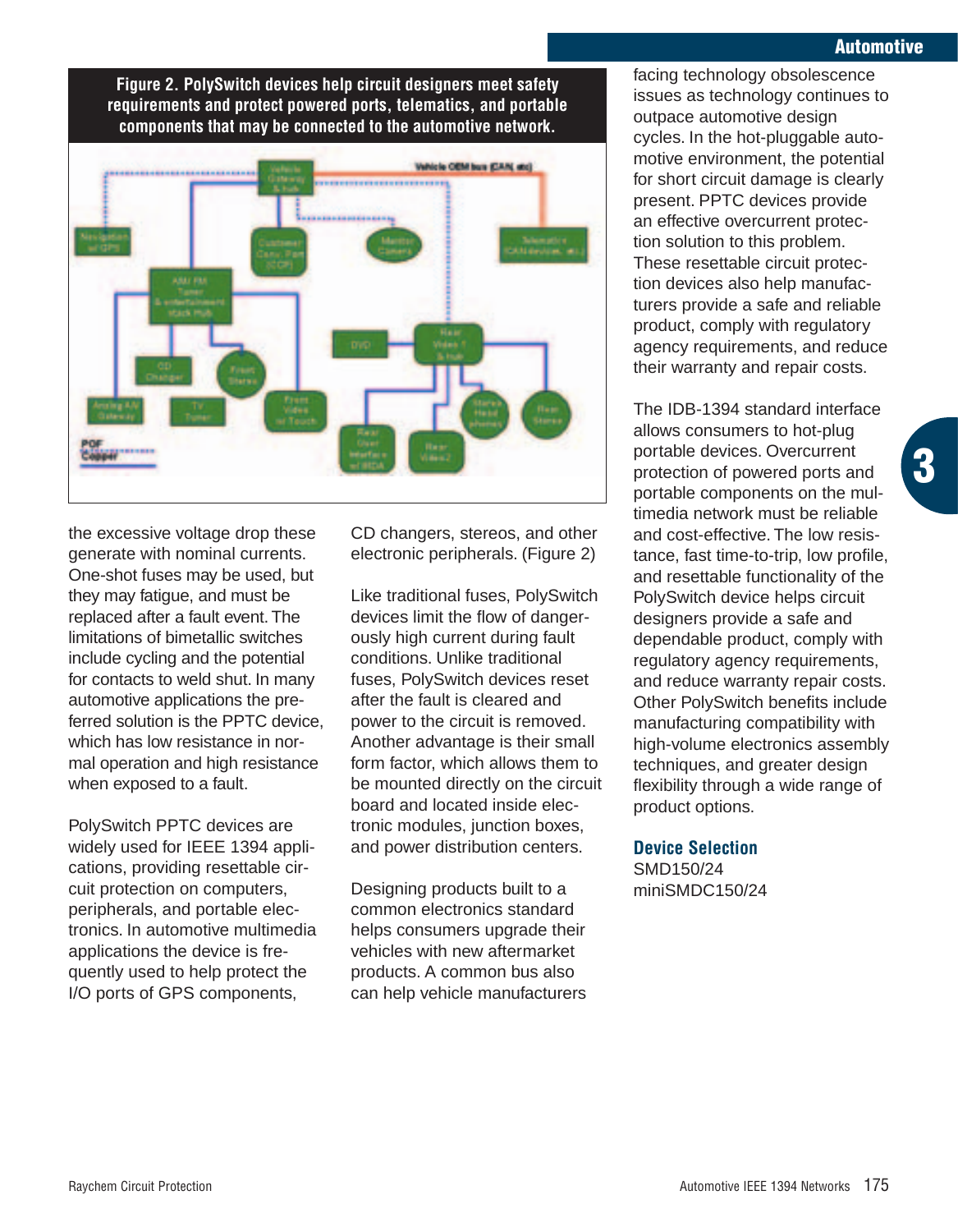Figure 2. PolySwitch devices help circuit designers meet safety requirements and protect powered ports, telematics, and portable components that may be connected to the automotive network.

Vehicle OEM bus (CAN, etc)

Navigation w/ GPS

Vehicle Gateway & hub

Customer Conv. Port (CCP)

Monitor Camera

Telematics (CAN devices, etc.)

AM/FM Tuner & entertainment stack Hub

DVD

Rear Video 1 & hub

CD Changer

Front Stereo

Analog A/V Gateway

TV Tuner

Front Video w/ Touch

Rear User Interface w/ IRDA

Rear Video 2

Stereo Head phones

Rear Stereo

POF

Copper

the excessive voltage drop these generate with nominal currents. One-shot fuses may be used, but they may fatigue, and must be replaced after a fault event. The limitations of bimetallic switches include cycling and the potential for contacts to weld shut. In many automotive applications the preferred solution is the PPTC device, which has low resistance in normal operation and high resistance when exposed to a fault.

PolySwitch PPTC devices are widely used for IEEE 1394 applications, providing resettable circuit protection on computers, peripherals, and portable electronics. In automotive multimedia applications the device is frequently used to help protect the I/O ports of GPS components, CD changers, stereos, and other electronic peripherals. (Figure 2)

Like traditional fuses, PolySwitch devices limit the flow of dangerously high current during fault conditions. Unlike traditional fuses, PolySwitch devices reset after the fault is cleared and power to the circuit is removed. Another advantage is their small form factor, which allows them to be mounted directly on the circuit board and located inside electronic modules, junction boxes, and power distribution centers.

Designing products built to a common electronics standard helps consumers upgrade their vehicles with new aftermarket products. A common bus also can help vehicle manufacturers facing technology obsolescence issues as technology continues to outpace automotive design cycles. In the hot-pluggable automotive environment, the potential for short circuit damage is clearly present. PPTC devices provide an effective overcurrent protection solution to this problem. These resettable circuit protection devices also help manufacturers provide a safe and reliable product, comply with regulatory agency requirements, and reduce their warranty and repair costs.

The IDB-1394 standard interface allows consumers to hot-plug portable devices. Overcurrent protection of powered ports and portable components on the multimedia network must be reliable and cost-effective. The low resistance, fast time-to-trip, low profile, and resettable functionality of the PolySwitch device helps circuit designers provide a safe and dependable product, comply with regulatory agency requirements, and reduce warranty repair costs. Other PolySwitch benefits include manufacturing compatibility with high-volume electronics assembly techniques, and greater design flexibility through a wide range of product options.

## Device Selection

SMD150/24

miniSMDC150/24